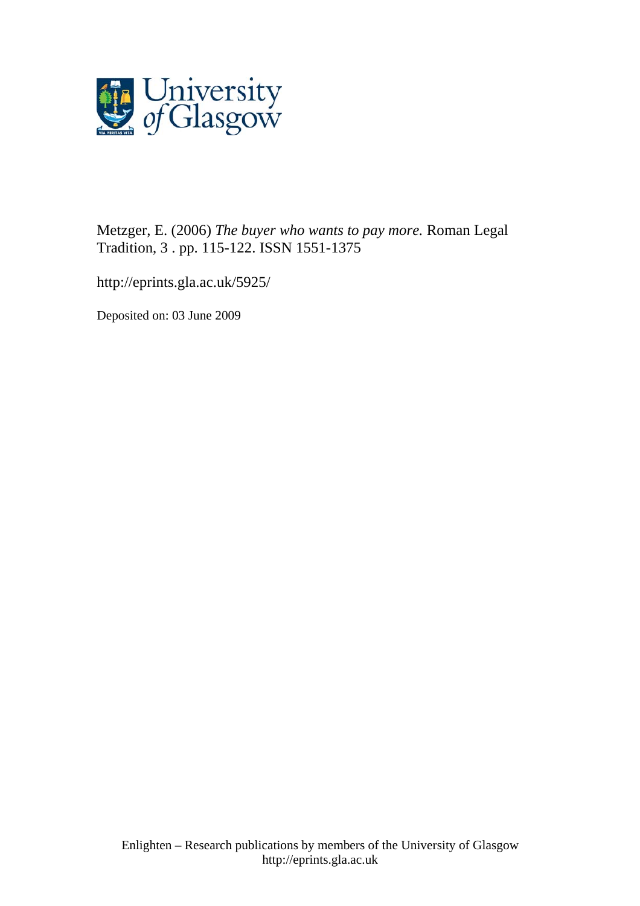Metzger, E. (2006) *The buyer who wants to pay more.* Roman Legal Tradition, 3 . pp. 115-122. ISSN 1551-1375

http://eprints.gla.ac.uk/5925/

Deposited on: 03 June 2009

Enlighten – Research publications by members of the University of Glasgow
http://eprints.gla.ac.uk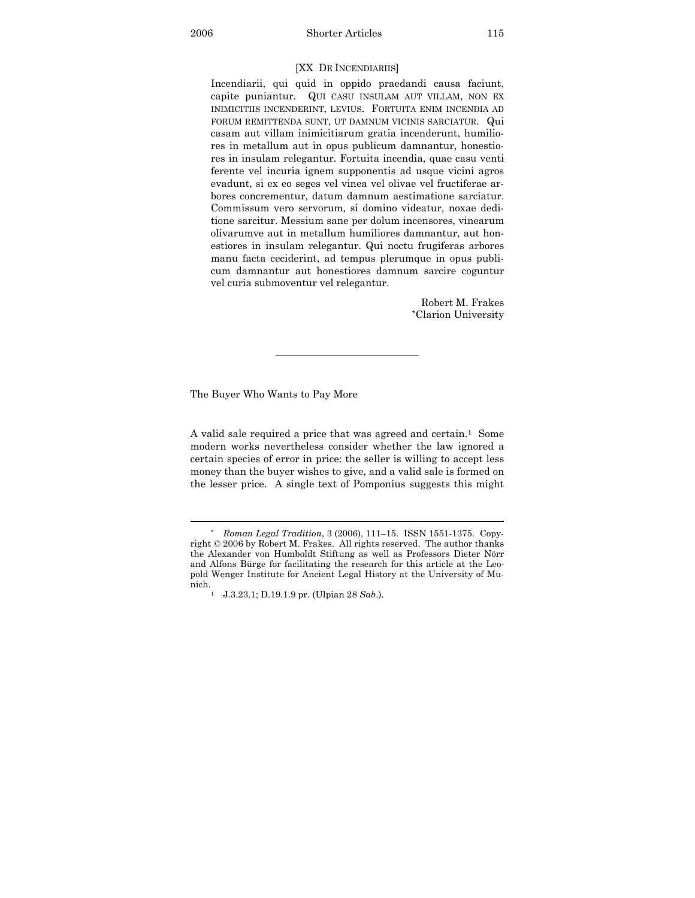[XX DE INCENDIARIIS]

Incendiarii, qui quid in oppido praedandi causa faciunt, capite puniantur. QUI CASU INSULAM AUT VILLAM, NON EX INIMICITIIS INCENDERINT, LEVIUS. FORTUITA ENIM INCENDIA AD FORUM REMITTENDA SUNT, UT DAMNUM VICINIS SARCIATUR. Qui casam aut villam inimicitiarum gratia incenderunt, humiliores in metallum aut in opus publicum damnantur, honestiores in insulam relegantur. Fortuita incendia, quae casu venti ferente vel incuria ignem supponentis ad usque vicini agros evadunt, si ex eo seges vel vinea vel olivae vel fructiferae arbores concrementur, datum damnum aestimatione sarciatur. Commissum vero servorum, si domino videatur, noxae deditione sarcitur. Messium sane per dolum incensores, vinearum olivarumve aut in metallum humiliores damnantur, aut honestiores in insulam relegantur. Qui noctu frugiferas arbores manu facta ceciderint, ad tempus plerumque in opus publicum damnantur aut honestiores damnum sarcire coguntur vel curia submoventur vel relegantur.

Robert M. Frakes
*Clarion University

---

The Buyer Who Wants to Pay More

A valid sale required a price that was agreed and certain.[1] Some modern works nevertheless consider whether the law ignored a certain species of error in price: the seller is willing to accept less money than the buyer wishes to give, and a valid sale is formed on the lesser price. A single text of Pomponius suggests this might

---

\* *Roman Legal Tradition*, 3 (2006), 111–15. ISSN 1551-1375. Copyright © 2006 by Robert M. Frakes. All rights reserved. The author thanks the Alexander von Humboldt Stiftung as well as Professors Dieter Nörr and Alfons Bürge for facilitating the research for this article at the Leopold Wenger Institute for Ancient Legal History at the University of Munich.

[1] J.3.23.1; D.19.1.9 pr. (Ulpian 28 *Sab*.).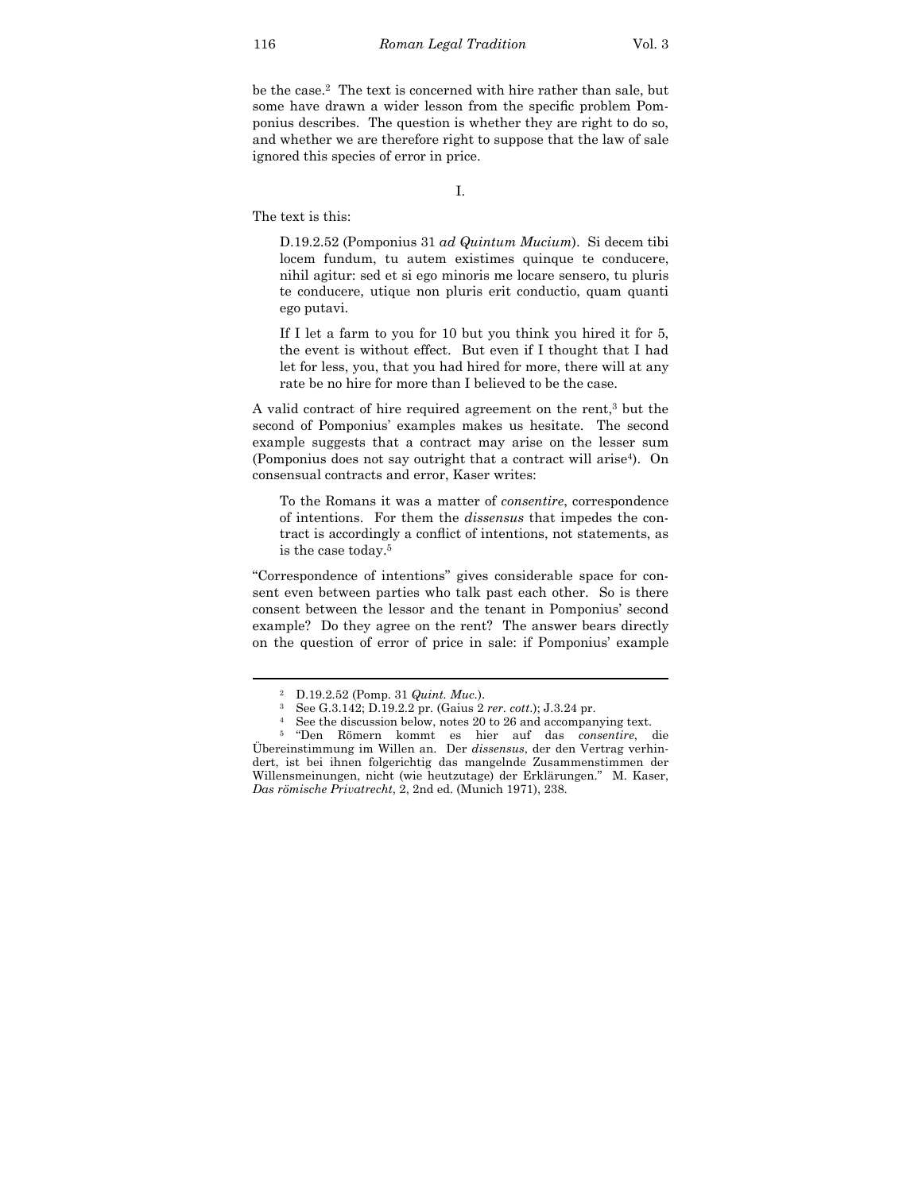be the case.[2] The text is concerned with hire rather than sale, but some have drawn a wider lesson from the specific problem Pomponius describes. The question is whether they are right to do so, and whether we are therefore right to suppose that the law of sale ignored this species of error in price.

## I.

The text is this:

> D.19.2.52 (Pomponius 31 *ad Quintum Mucium*). Si decem tibi locem fundum, tu autem existimes quinque te conducere, nihil agitur: sed et si ego minoris me locare sensero, tu pluris te conducere, utique non pluris erit conductio, quam quanti ego putavi.
>
> If I let a farm to you for 10 but you think you hired it for 5, the event is without effect. But even if I thought that I had let for less, you, that you had hired for more, there will at any rate be no hire for more than I believed to be the case.

A valid contract of hire required agreement on the rent,[3] but the second of Pomponius' examples makes us hesitate. The second example suggests that a contract may arise on the lesser sum (Pomponius does not say outright that a contract will arise[4]). On consensual contracts and error, Kaser writes:

> To the Romans it was a matter of *consentire*, correspondence of intentions. For them the *dissensus* that impedes the contract is accordingly a conflict of intentions, not statements, as is the case today.[5]

"Correspondence of intentions" gives considerable space for consent even between parties who talk past each other. So is there consent between the lessor and the tenant in Pomponius' second example? Do they agree on the rent? The answer bears directly on the question of error of price in sale: if Pomponius' example

---

[2] D.19.2.52 (Pomp. 31 *Quint. Muc.*).

[3] See G.3.142; D.19.2.2 pr. (Gaius 2 *rer. cott.*); J.3.24 pr.

[4] See the discussion below, notes 20 to 26 and accompanying text.

[5] "Den Römern kommt es hier auf das *consentire*, die Übereinstimmung im Willen an. Der *dissensus*, der den Vertrag verhindert, ist bei ihnen folgerichtig das mangelnde Zusammenstimmen der Willensmeinungen, nicht (wie heutzutage) der Erklärungen." M. Kaser, *Das römische Privatrecht*, 2, 2nd ed. (Munich 1971), 238.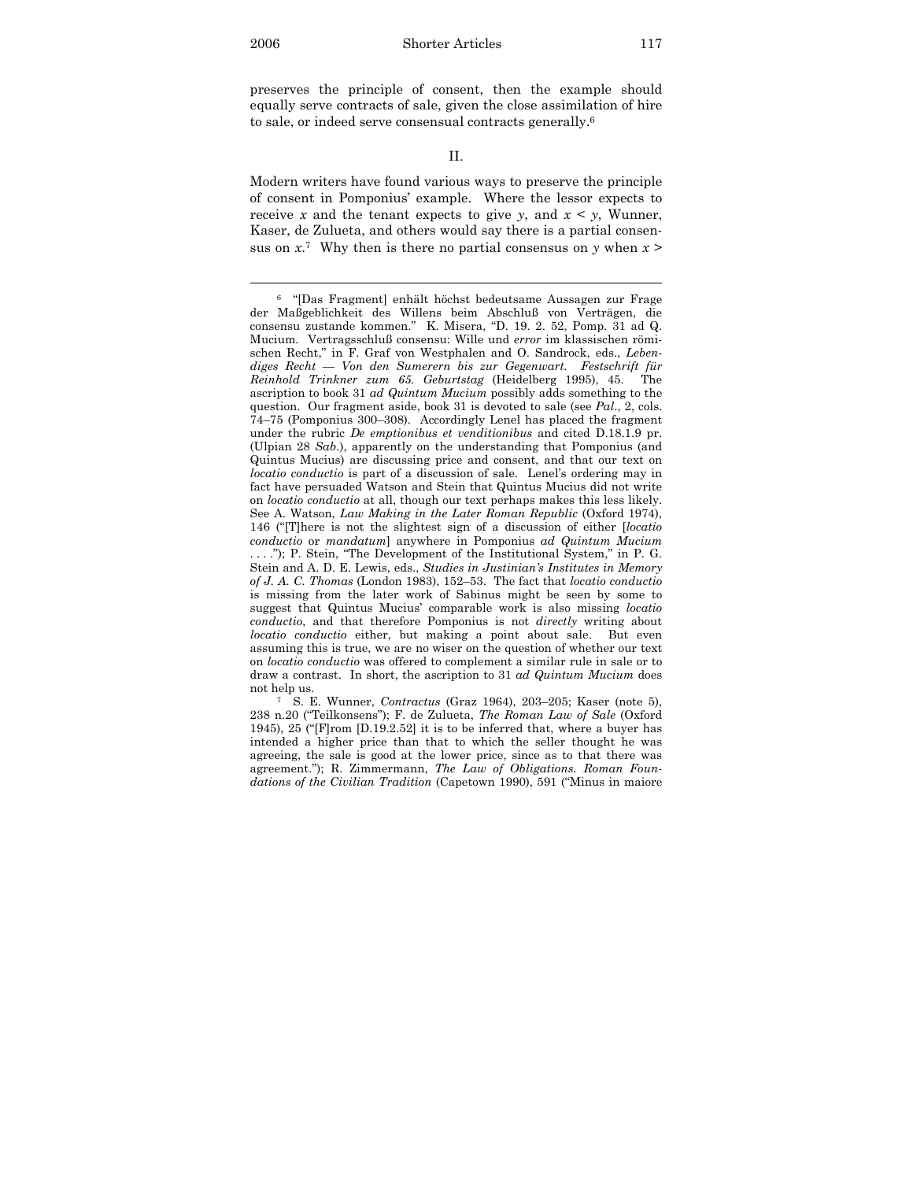preserves the principle of consent, then the example should equally serve contracts of sale, given the close assimilation of hire to sale, or indeed serve consensual contracts generally.[6]

## II.

Modern writers have found various ways to preserve the principle of consent in Pomponius' example. Where the lessor expects to receive $x$ and the tenant expects to give $y$, and $x < y$, Wunner, Kaser, de Zulueta, and others would say there is a partial consensus on $x$.[7] Why then is there no partial consensus on $y$ when $x >$

---

[6] "[Das Fragment] enhält höchst bedeutsame Aussagen zur Frage der Maßgeblichkeit des Willens beim Abschluß von Verträgen, die consensu zustande kommen." K. Misera, "D. 19. 2. 52, Pomp. 31 ad Q. Mucium. Vertragsschluß consensu: Wille und *error* im klassischen römischen Recht," in F. Graf von Westphalen and O. Sandrock, eds., *Lebendiges Recht — Von den Sumerern bis zur Gegenwart. Festschrift für Reinhold Trinkner zum 65. Geburtstag* (Heidelberg 1995), 45. The ascription to book 31 *ad Quintum Mucium* possibly adds something to the question. Our fragment aside, book 31 is devoted to sale (see *Pal*., 2, cols. 74–75 (Pomponius 300–308). Accordingly Lenel has placed the fragment under the rubric *De emptionibus et venditionibus* and cited D.18.1.9 pr. (Ulpian 28 *Sab*.), apparently on the understanding that Pomponius (and Quintus Mucius) are discussing price and consent, and that our text on *locatio conductio* is part of a discussion of sale. Lenel's ordering may in fact have persuaded Watson and Stein that Quintus Mucius did not write on *locatio conductio* at all, though our text perhaps makes this less likely. See A. Watson, *Law Making in the Later Roman Republic* (Oxford 1974), 146 ("[T]here is not the slightest sign of a discussion of either [*locatio conductio* or *mandatum*] anywhere in Pomponius *ad Quintum Mucium* . . . ."); P. Stein, "The Development of the Institutional System," in P. G. Stein and A. D. E. Lewis, eds., *Studies in Justinian's Institutes in Memory of J. A. C. Thomas* (London 1983), 152–53. The fact that *locatio conductio* is missing from the later work of Sabinus might be seen by some to suggest that Quintus Mucius' comparable work is also missing *locatio conductio*, and that therefore Pomponius is not *directly* writing about *locatio conductio* either, but making a point about sale. But even assuming this is true, we are no wiser on the question of whether our text on *locatio conductio* was offered to complement a similar rule in sale or to draw a contrast. In short, the ascription to 31 *ad Quintum Mucium* does not help us.

[7] S. E. Wunner, *Contractus* (Graz 1964), 203–205; Kaser (note 5), 238 n.20 ("Teilkonsens"); F. de Zulueta, *The Roman Law of Sale* (Oxford 1945), 25 ("[F]rom [D.19.2.52] it is to be inferred that, where a buyer has intended a higher price than that to which the seller thought he was agreeing, the sale is good at the lower price, since as to that there was agreement."); R. Zimmermann, *The Law of Obligations. Roman Foundations of the Civilian Tradition* (Capetown 1990), 591 ("Minus in maiore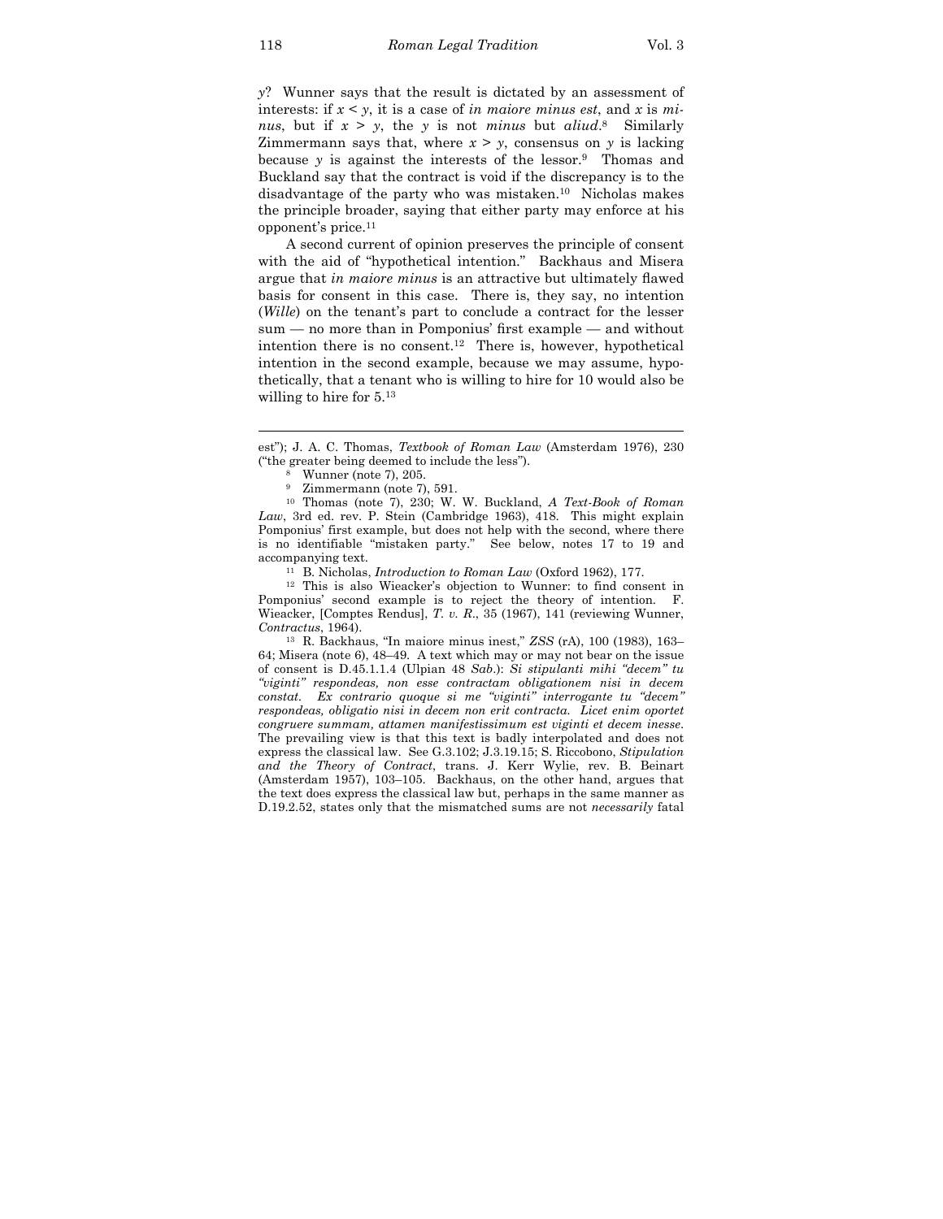*y*? Wunner says that the result is dictated by an assessment of interests: if $x < y$, it is a case of *in maiore minus est*, and *x* is *minus*, but if $x > y$, the *y* is not *minus* but *aliud*.[8] Similarly Zimmermann says that, where $x > y$, consensus on *y* is lacking because *y* is against the interests of the lessor.[9] Thomas and Buckland say that the contract is void if the discrepancy is to the disadvantage of the party who was mistaken.[10] Nicholas makes the principle broader, saying that either party may enforce at his opponent's price.[11]

A second current of opinion preserves the principle of consent with the aid of "hypothetical intention." Backhaus and Misera argue that *in maiore minus* is an attractive but ultimately flawed basis for consent in this case. There is, they say, no intention (*Wille*) on the tenant's part to conclude a contract for the lesser sum — no more than in Pomponius' first example — and without intention there is no consent.[12] There is, however, hypothetical intention in the second example, because we may assume, hypothetically, that a tenant who is willing to hire for 10 would also be willing to hire for 5.[13]

---

est"); J. A. C. Thomas, *Textbook of Roman Law* (Amsterdam 1976), 230 ("the greater being deemed to include the less").

[8] Wunner (note 7), 205.

[9] Zimmermann (note 7), 591.

[10] Thomas (note 7), 230; W. W. Buckland, *A Text-Book of Roman Law*, 3rd ed. rev. P. Stein (Cambridge 1963), 418. This might explain Pomponius' first example, but does not help with the second, where there is no identifiable "mistaken party." See below, notes 17 to 19 and accompanying text.

[11] B. Nicholas, *Introduction to Roman Law* (Oxford 1962), 177.

[12] This is also Wieacker's objection to Wunner: to find consent in Pomponius' second example is to reject the theory of intention. F. Wieacker, [Comptes Rendus], *T. v. R.*, 35 (1967), 141 (reviewing Wunner, *Contractus*, 1964).

[13] R. Backhaus, "In maiore minus inest," *ZSS* (rA), 100 (1983), 163–64; Misera (note 6), 48–49. A text which may or may not bear on the issue of consent is D.45.1.1.4 (Ulpian 48 *Sab.*): *Si stipulanti mihi "decem" tu "viginti" respondeas, non esse contractam obligationem nisi in decem constat. Ex contrario quoque si me "viginti" interrogante tu "decem" respondeas, obligatio nisi in decem non erit contracta. Licet enim oportet congruere summam, attamen manifestissimum est viginti et decem inesse.* The prevailing view is that this text is badly interpolated and does not express the classical law. See G.3.102; J.3.19.15; S. Riccobono, *Stipulation and the Theory of Contract*, trans. J. Kerr Wylie, rev. B. Beinart (Amsterdam 1957), 103–105. Backhaus, on the other hand, argues that the text does express the classical law but, perhaps in the same manner as D.19.2.52, states only that the mismatched sums are not *necessarily* fatal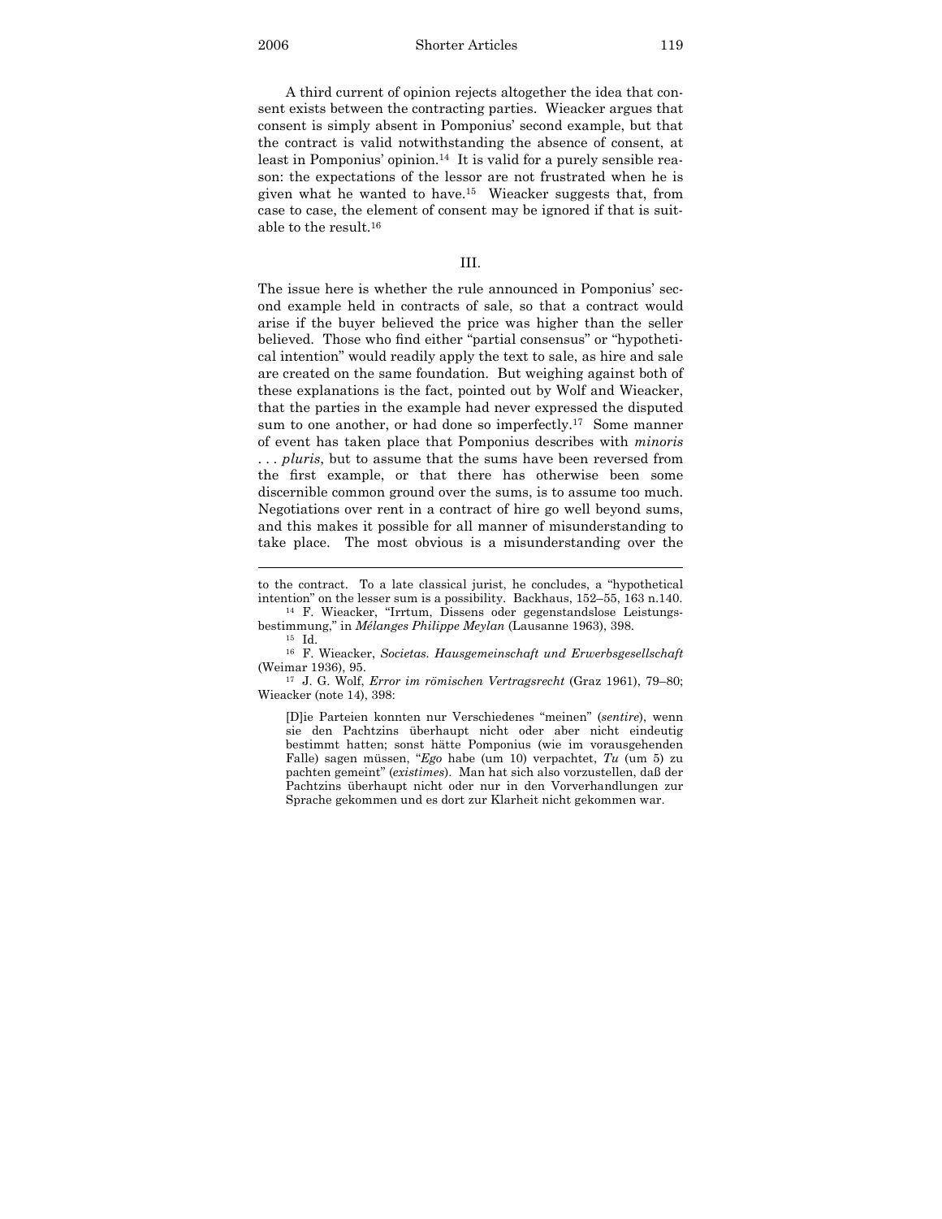A third current of opinion rejects altogether the idea that consent exists between the contracting parties. Wieacker argues that consent is simply absent in Pomponius' second example, but that the contract is valid notwithstanding the absence of consent, at least in Pomponius' opinion.[14] It is valid for a purely sensible reason: the expectations of the lessor are not frustrated when he is given what he wanted to have.[15] Wieacker suggests that, from case to case, the element of consent may be ignored if that is suitable to the result.[16]

## III.

The issue here is whether the rule announced in Pomponius' second example held in contracts of sale, so that a contract would arise if the buyer believed the price was higher than the seller believed. Those who find either "partial consensus" or "hypothetical intention" would readily apply the text to sale, as hire and sale are created on the same foundation. But weighing against both of these explanations is the fact, pointed out by Wolf and Wieacker, that the parties in the example had never expressed the disputed sum to one another, or had done so imperfectly.[17] Some manner of event has taken place that Pomponius describes with *minoris . . . pluris*, but to assume that the sums have been reversed from the first example, or that there has otherwise been some discernible common ground over the sums, is to assume too much. Negotiations over rent in a contract of hire go well beyond sums, and this makes it possible for all manner of misunderstanding to take place. The most obvious is a misunderstanding over the

---

to the contract. To a late classical jurist, he concludes, a "hypothetical intention" on the lesser sum is a possibility. Backhaus, 152–55, 163 n.140.

[14] F. Wieacker, "Irrtum, Dissens oder gegenstandslose Leistungsbestimmung," in *Mélanges Philippe Meylan* (Lausanne 1963), 398.

[15] Id.

[16] F. Wieacker, *Societas. Hausgemeinschaft und Erwerbsgesellschaft* (Weimar 1936), 95.

[17] J. G. Wolf, *Error im römischen Vertragsrecht* (Graz 1961), 79–80; Wieacker (note 14), 398:

> [D]ie Parteien konnten nur Verschiedenes "meinen" (*sentire*), wenn sie den Pachtzins überhaupt nicht oder aber nicht eindeutig bestimmt hatten; sonst hätte Pomponius (wie im vorausgehenden Falle) sagen müssen, "*Ego* habe (um 10) verpachtet, *Tu* (um 5) zu pachten gemeint" (*existimes*). Man hat sich also vorzustellen, daß der Pachtzins überhaupt nicht oder nur in den Vorverhandlungen zur Sprache gekommen und es dort zur Klarheit nicht gekommen war.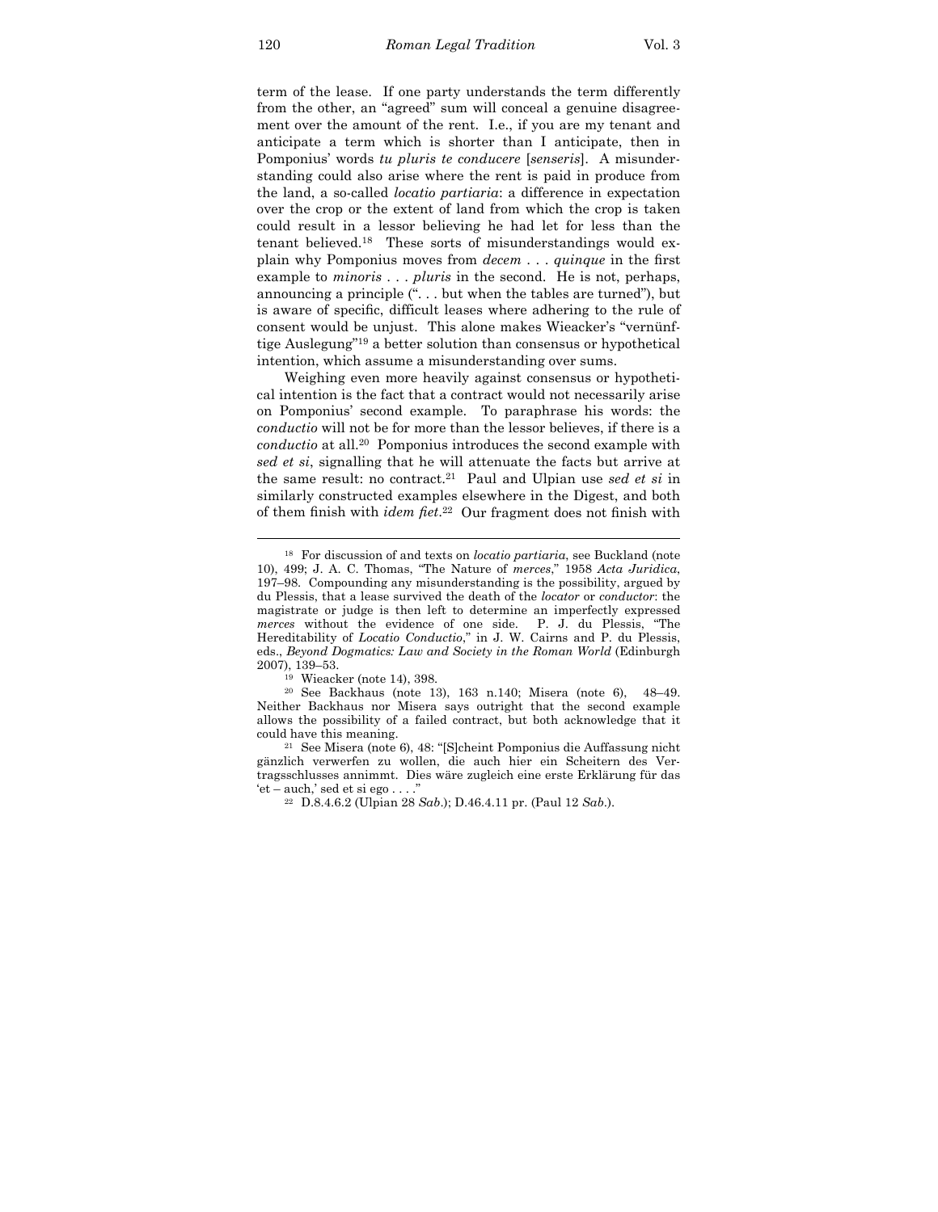term of the lease. If one party understands the term differently from the other, an "agreed" sum will conceal a genuine disagreement over the amount of the rent. I.e., if you are my tenant and anticipate a term which is shorter than I anticipate, then in Pomponius' words *tu pluris te conducere* [*senseris*]. A misunderstanding could also arise where the rent is paid in produce from the land, a so-called *locatio partiaria*: a difference in expectation over the crop or the extent of land from which the crop is taken could result in a lessor believing he had let for less than the tenant believed.[18] These sorts of misunderstandings would explain why Pomponius moves from *decem . . . quinque* in the first example to *minoris . . . pluris* in the second. He is not, perhaps, announcing a principle (". . . but when the tables are turned"), but is aware of specific, difficult leases where adhering to the rule of consent would be unjust. This alone makes Wieacker's "vernünftige Auslegung"[19] a better solution than consensus or hypothetical intention, which assume a misunderstanding over sums.

Weighing even more heavily against consensus or hypothetical intention is the fact that a contract would not necessarily arise on Pomponius' second example. To paraphrase his words: the *conductio* will not be for more than the lessor believes, if there is a *conductio* at all.[20] Pomponius introduces the second example with *sed et si*, signalling that he will attenuate the facts but arrive at the same result: no contract.[21] Paul and Ulpian use *sed et si* in similarly constructed examples elsewhere in the Digest, and both of them finish with *idem fiet*.[22] Our fragment does not finish with

---

[18] For discussion of and texts on *locatio partiaria*, see Buckland (note 10), 499; J. A. C. Thomas, "The Nature of *merces*," 1958 *Acta Juridica*, 197–98. Compounding any misunderstanding is the possibility, argued by du Plessis, that a lease survived the death of the *locator* or *conductor*: the magistrate or judge is then left to determine an imperfectly expressed *merces* without the evidence of one side. P. J. du Plessis, "The Hereditability of *Locatio Conductio*," in J. W. Cairns and P. du Plessis, eds., *Beyond Dogmatics: Law and Society in the Roman World* (Edinburgh 2007), 139–53.

[19] Wieacker (note 14), 398.

[20] See Backhaus (note 13), 163 n.140; Misera (note 6), 48–49. Neither Backhaus nor Misera says outright that the second example allows the possibility of a failed contract, but both acknowledge that it could have this meaning.

[21] See Misera (note 6), 48: "[S]cheint Pomponius die Auffassung nicht gänzlich verwerfen zu wollen, die auch hier ein Scheitern des Vertragsschlusses annimmt. Dies wäre zugleich eine erste Erklärung für das 'et – auch,' sed et si ego . . . ."

[22] D.8.4.6.2 (Ulpian 28 *Sab*.); D.46.4.11 pr. (Paul 12 *Sab*.).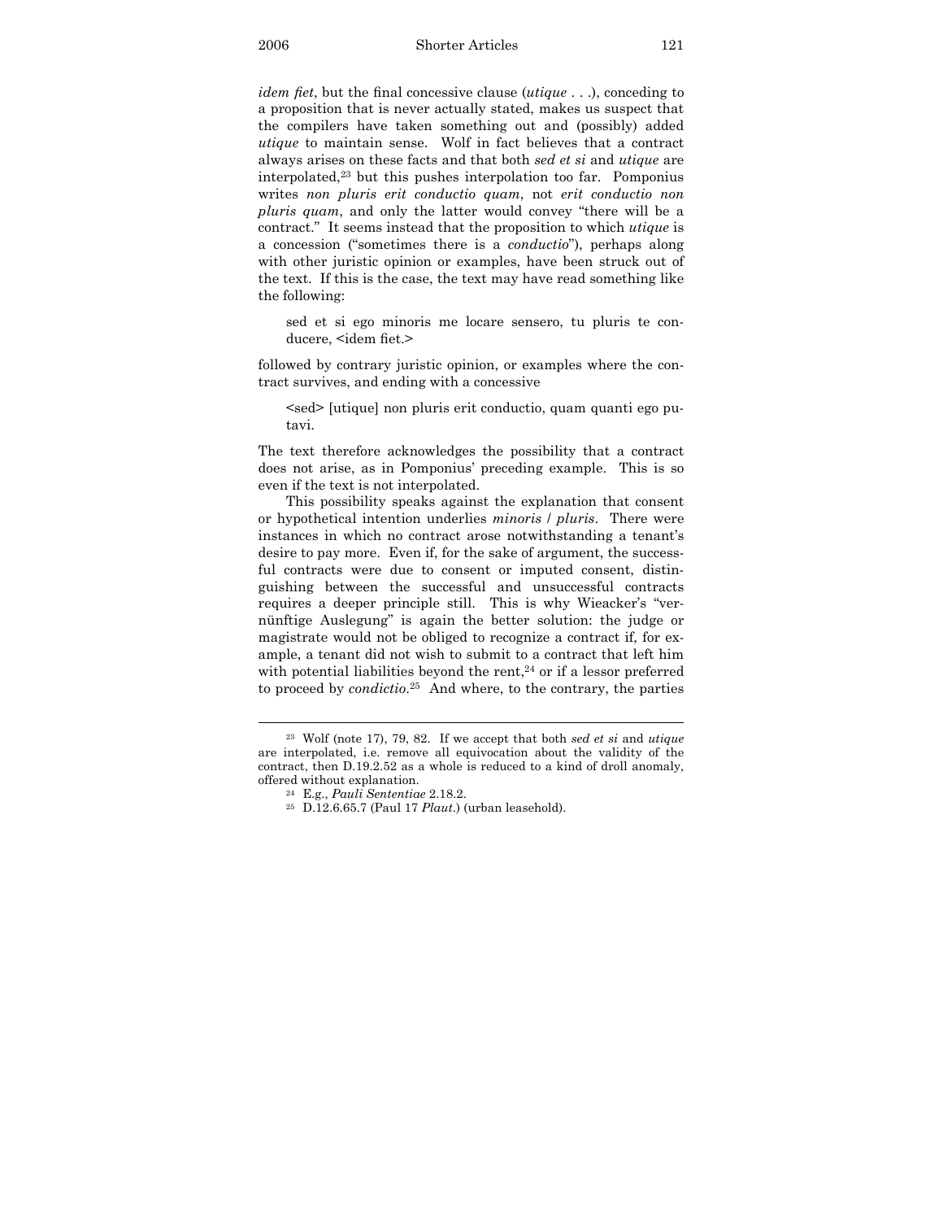*idem fiet*, but the final concessive clause (*utique* . . .), conceding to a proposition that is never actually stated, makes us suspect that the compilers have taken something out and (possibly) added *utique* to maintain sense. Wolf in fact believes that a contract always arises on these facts and that both *sed et si* and *utique* are interpolated,[23] but this pushes interpolation too far. Pomponius writes *non pluris erit conductio quam*, not *erit conductio non pluris quam*, and only the latter would convey "there will be a contract." It seems instead that the proposition to which *utique* is a concession ("sometimes there is a *conductio*"), perhaps along with other juristic opinion or examples, have been struck out of the text. If this is the case, the text may have read something like the following:

> sed et si ego minoris me locare sensero, tu pluris te conducere, <idem fiet.>

followed by contrary juristic opinion, or examples where the contract survives, and ending with a concessive

> <sed> [utique] non pluris erit conductio, quam quanti ego putavi.

The text therefore acknowledges the possibility that a contract does not arise, as in Pomponius' preceding example. This is so even if the text is not interpolated.

This possibility speaks against the explanation that consent or hypothetical intention underlies *minoris* / *pluris*. There were instances in which no contract arose notwithstanding a tenant's desire to pay more. Even if, for the sake of argument, the successful contracts were due to consent or imputed consent, distinguishing between the successful and unsuccessful contracts requires a deeper principle still. This is why Wieacker's "vernünftige Auslegung" is again the better solution: the judge or magistrate would not be obliged to recognize a contract if, for example, a tenant did not wish to submit to a contract that left him with potential liabilities beyond the rent,[24] or if a lessor preferred to proceed by *condictio*.[25] And where, to the contrary, the parties

---

[23] Wolf (note 17), 79, 82. If we accept that both *sed et si* and *utique* are interpolated, i.e. remove all equivocation about the validity of the contract, then D.19.2.52 as a whole is reduced to a kind of droll anomaly, offered without explanation.

[24] E.g., *Pauli Sententiae* 2.18.2.

[25] D.12.6.65.7 (Paul 17 *Plaut.*) (urban leasehold).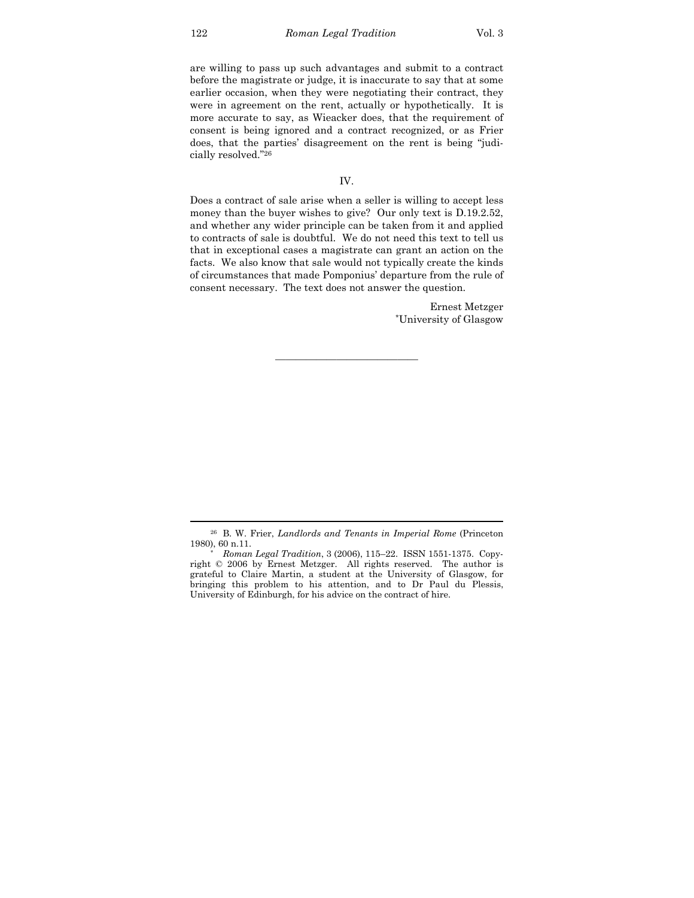are willing to pass up such advantages and submit to a contract before the magistrate or judge, it is inaccurate to say that at some earlier occasion, when they were negotiating their contract, they were in agreement on the rent, actually or hypothetically. It is more accurate to say, as Wieacker does, that the requirement of consent is being ignored and a contract recognized, or as Frier does, that the parties' disagreement on the rent is being "judicially resolved."[26]

## IV.

Does a contract of sale arise when a seller is willing to accept less money than the buyer wishes to give? Our only text is D.19.2.52, and whether any wider principle can be taken from it and applied to contracts of sale is doubtful. We do not need this text to tell us that in exceptional cases a magistrate can grant an action on the facts. We also know that sale would not typically create the kinds of circumstances that made Pomponius' departure from the rule of consent necessary. The text does not answer the question.

Ernest Metzger
[*]University of Glasgow

---

[26] B. W. Frier, *Landlords and Tenants in Imperial Rome* (Princeton 1980), 60 n.11.

[*] *Roman Legal Tradition*, 3 (2006), 115–22. ISSN 1551-1375. Copyright © 2006 by Ernest Metzger. All rights reserved. The author is grateful to Claire Martin, a student at the University of Glasgow, for bringing this problem to his attention, and to Dr Paul du Plessis, University of Edinburgh, for his advice on the contract of hire.